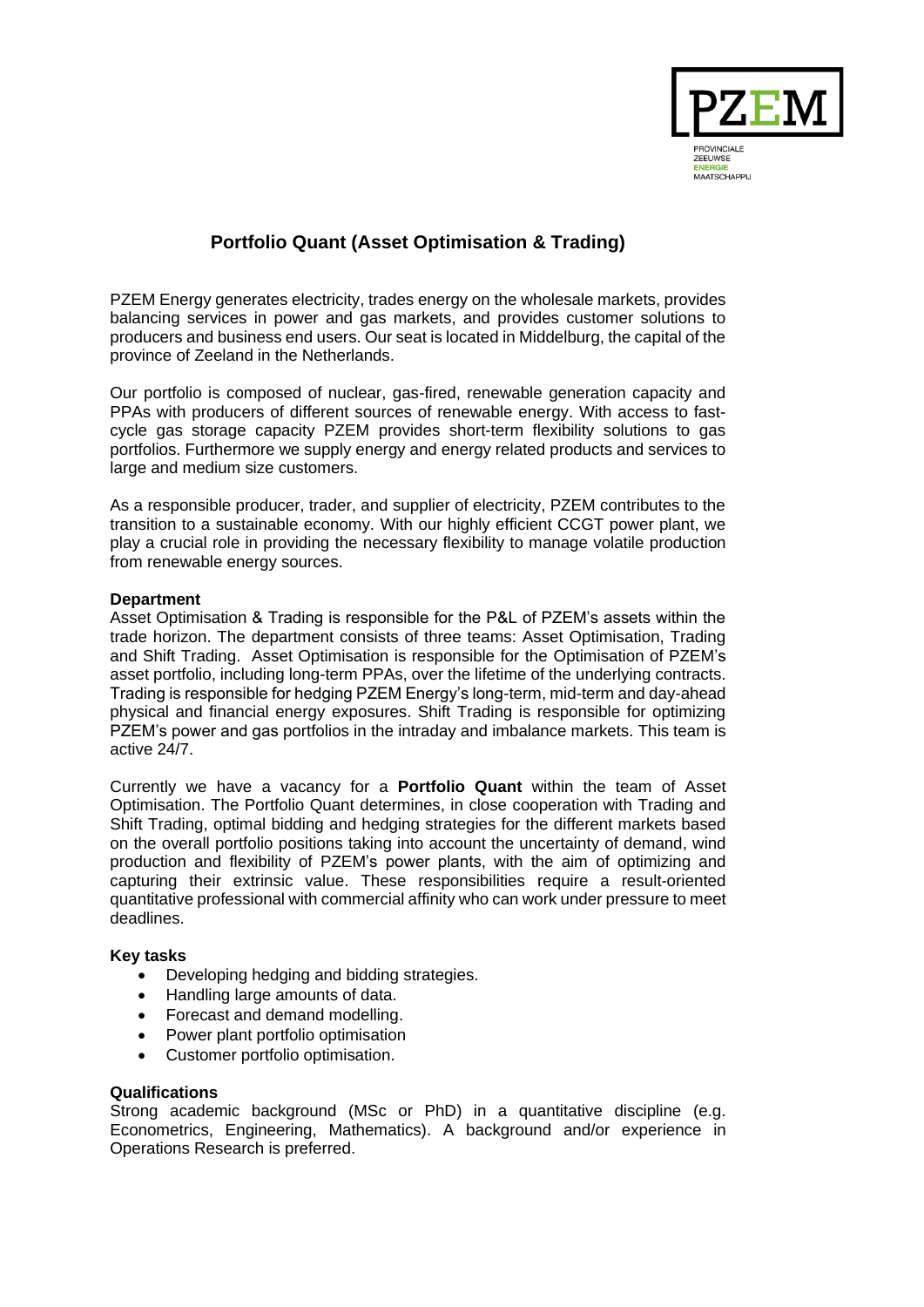# Portfolio Quant (Asset Optimisation & Trading)

PZEM Energy generates electricity, trades energy on the wholesale markets, provides balancing services in power and gas markets, and provides customer solutions to producers and business end users. Our seat is located in Middelburg, the capital of the province of Zeeland in the Netherlands.

Our portfolio is composed of nuclear, gas-fired, renewable generation capacity and PPAs with producers of different sources of renewable energy. With access to fast-cycle gas storage capacity PZEM provides short-term flexibility solutions to gas portfolios. Furthermore we supply energy and energy related products and services to large and medium size customers.

As a responsible producer, trader, and supplier of electricity, PZEM contributes to the transition to a sustainable economy. With our highly efficient CCGT power plant, we play a crucial role in providing the necessary flexibility to manage volatile production from renewable energy sources.

**Department**

Asset Optimisation & Trading is responsible for the P&L of PZEM's assets within the trade horizon. The department consists of three teams: Asset Optimisation, Trading and Shift Trading. Asset Optimisation is responsible for the Optimisation of PZEM's asset portfolio, including long-term PPAs, over the lifetime of the underlying contracts. Trading is responsible for hedging PZEM Energy's long-term, mid-term and day-ahead physical and financial energy exposures. Shift Trading is responsible for optimizing PZEM's power and gas portfolios in the intraday and imbalance markets. This team is active 24/7.

Currently we have a vacancy for a **Portfolio Quant** within the team of Asset Optimisation. The Portfolio Quant determines, in close cooperation with Trading and Shift Trading, optimal bidding and hedging strategies for the different markets based on the overall portfolio positions taking into account the uncertainty of demand, wind production and flexibility of PZEM's power plants, with the aim of optimizing and capturing their extrinsic value. These responsibilities require a result-oriented quantitative professional with commercial affinity who can work under pressure to meet deadlines.

**Key tasks**

- Developing hedging and bidding strategies.
- Handling large amounts of data.
- Forecast and demand modelling.
- Power plant portfolio optimisation
- Customer portfolio optimisation.

**Qualifications**

Strong academic background (MSc or PhD) in a quantitative discipline (e.g. Econometrics, Engineering, Mathematics). A background and/or experience in Operations Research is preferred.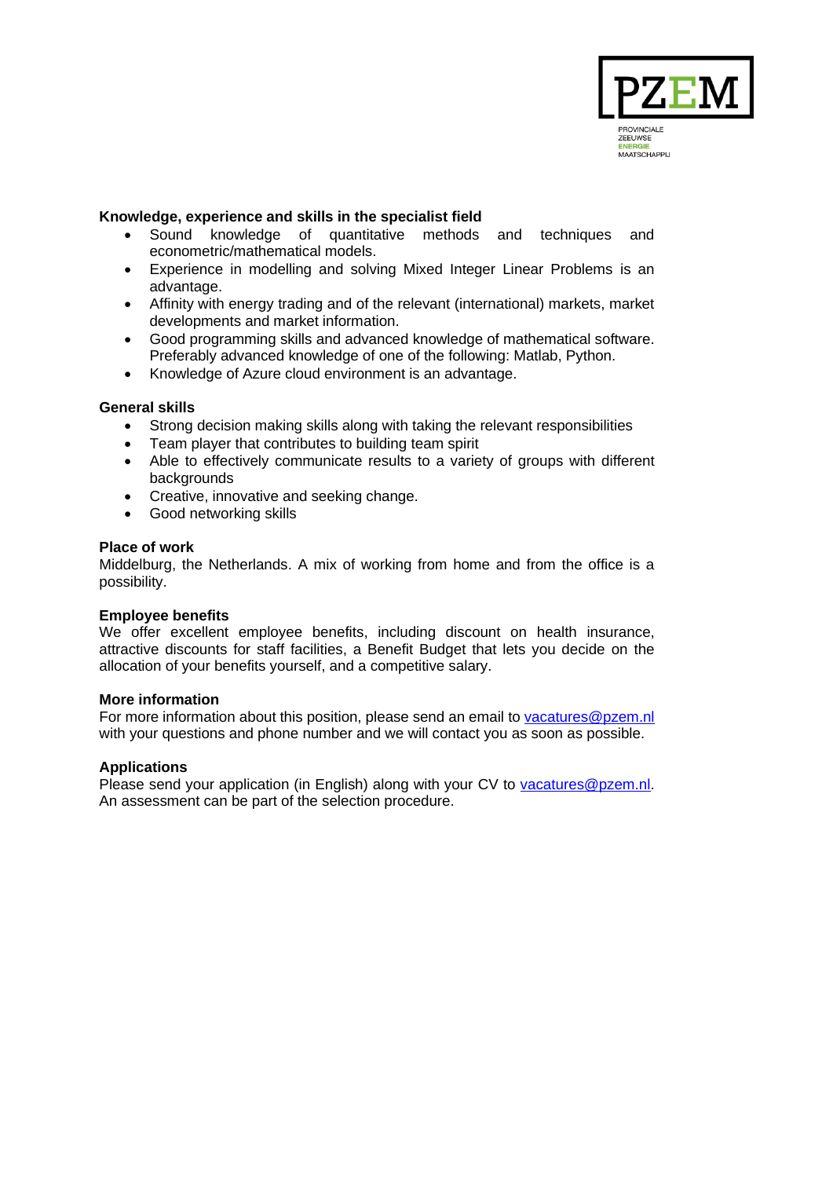**Knowledge, experience and skills in the specialist field**

- Sound knowledge of quantitative methods and techniques and econometric/mathematical models.
- Experience in modelling and solving Mixed Integer Linear Problems is an advantage.
- Affinity with energy trading and of the relevant (international) markets, market developments and market information.
- Good programming skills and advanced knowledge of mathematical software. Preferably advanced knowledge of one of the following: Matlab, Python.
- Knowledge of Azure cloud environment is an advantage.

**General skills**

- Strong decision making skills along with taking the relevant responsibilities
- Team player that contributes to building team spirit
- Able to effectively communicate results to a variety of groups with different backgrounds
- Creative, innovative and seeking change.
- Good networking skills

**Place of work**

Middelburg, the Netherlands. A mix of working from home and from the office is a possibility.

**Employee benefits**

We offer excellent employee benefits, including discount on health insurance, attractive discounts for staff facilities, a Benefit Budget that lets you decide on the allocation of your benefits yourself, and a competitive salary.

**More information**

For more information about this position, please send an email to vacatures@pzem.nl with your questions and phone number and we will contact you as soon as possible.

**Applications**

Please send your application (in English) along with your CV to vacatures@pzem.nl. An assessment can be part of the selection procedure.